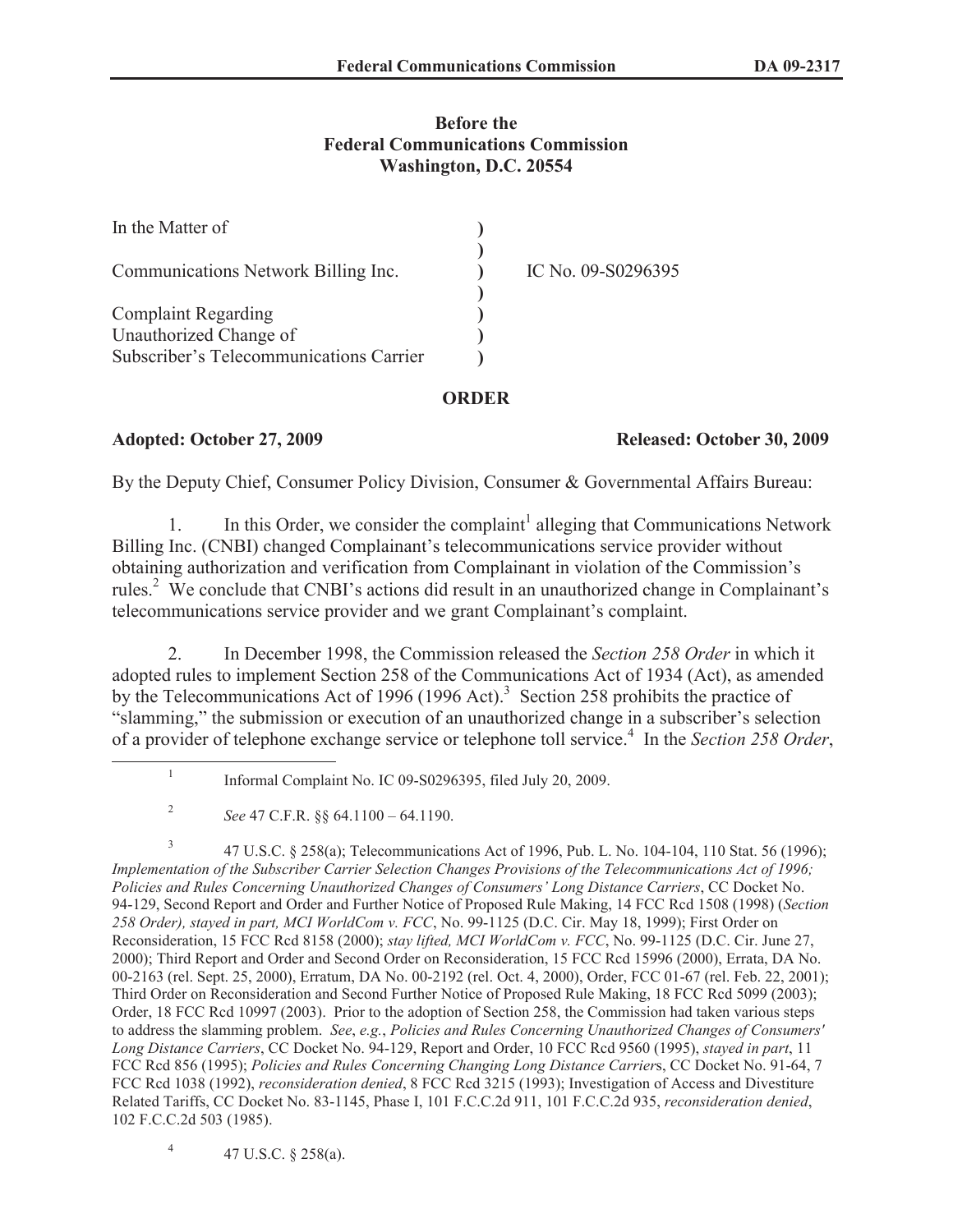**Before the**
**Federal Communications Commission**
**Washington, D.C. 20554**

| | | |
|---|---|---|
| In the Matter of | ) | |
| | ) | |
| Communications Network Billing Inc. | ) | IC No. 09-S0296395 |
| | ) | |
| Complaint Regarding | ) | |
| Unauthorized Change of | ) | |
| Subscriber's Telecommunications Carrier | ) | |

## ORDER

**Adopted: October 27, 2009** **Released: October 30, 2009**

By the Deputy Chief, Consumer Policy Division, Consumer & Governmental Affairs Bureau:

1. In this Order, we consider the complaint[1] alleging that Communications Network Billing Inc. (CNBI) changed Complainant's telecommunications service provider without obtaining authorization and verification from Complainant in violation of the Commission's rules.[2] We conclude that CNBI's actions did result in an unauthorized change in Complainant's telecommunications service provider and we grant Complainant's complaint.

2. In December 1998, the Commission released the *Section 258 Order* in which it adopted rules to implement Section 258 of the Communications Act of 1934 (Act), as amended by the Telecommunications Act of 1996 (1996 Act).[3] Section 258 prohibits the practice of "slamming," the submission or execution of an unauthorized change in a subscriber's selection of a provider of telephone exchange service or telephone toll service.[4] In the *Section 258 Order*,

---

[1] Informal Complaint No. IC 09-S0296395, filed July 20, 2009.

[2] *See* 47 C.F.R. §§ 64.1100 – 64.1190.

[3] 47 U.S.C. § 258(a); Telecommunications Act of 1996, Pub. L. No. 104-104, 110 Stat. 56 (1996); *Implementation of the Subscriber Carrier Selection Changes Provisions of the Telecommunications Act of 1996; Policies and Rules Concerning Unauthorized Changes of Consumers' Long Distance Carriers*, CC Docket No. 94-129, Second Report and Order and Further Notice of Proposed Rule Making, 14 FCC Rcd 1508 (1998) (*Section 258 Order), stayed in part, MCI WorldCom v. FCC*, No. 99-1125 (D.C. Cir. May 18, 1999); First Order on Reconsideration, 15 FCC Rcd 8158 (2000); *stay lifted, MCI WorldCom v. FCC*, No. 99-1125 (D.C. Cir. June 27, 2000); Third Report and Order and Second Order on Reconsideration, 15 FCC Rcd 15996 (2000), Errata, DA No. 00-2163 (rel. Sept. 25, 2000), Erratum, DA No. 00-2192 (rel. Oct. 4, 2000), Order, FCC 01-67 (rel. Feb. 22, 2001); Third Order on Reconsideration and Second Further Notice of Proposed Rule Making, 18 FCC Rcd 5099 (2003); Order, 18 FCC Rcd 10997 (2003). Prior to the adoption of Section 258, the Commission had taken various steps to address the slamming problem. *See*, *e.g.*, *Policies and Rules Concerning Unauthorized Changes of Consumers' Long Distance Carriers*, CC Docket No. 94-129, Report and Order, 10 FCC Rcd 9560 (1995), *stayed in part*, 11 FCC Rcd 856 (1995); *Policies and Rules Concerning Changing Long Distance Carrier*s, CC Docket No. 91-64, 7 FCC Rcd 1038 (1992), *reconsideration denied*, 8 FCC Rcd 3215 (1993); Investigation of Access and Divestiture Related Tariffs, CC Docket No. 83-1145, Phase I, 101 F.C.C.2d 911, 101 F.C.C.2d 935, *reconsideration denied*, 102 F.C.C.2d 503 (1985).

[4] 47 U.S.C. § 258(a).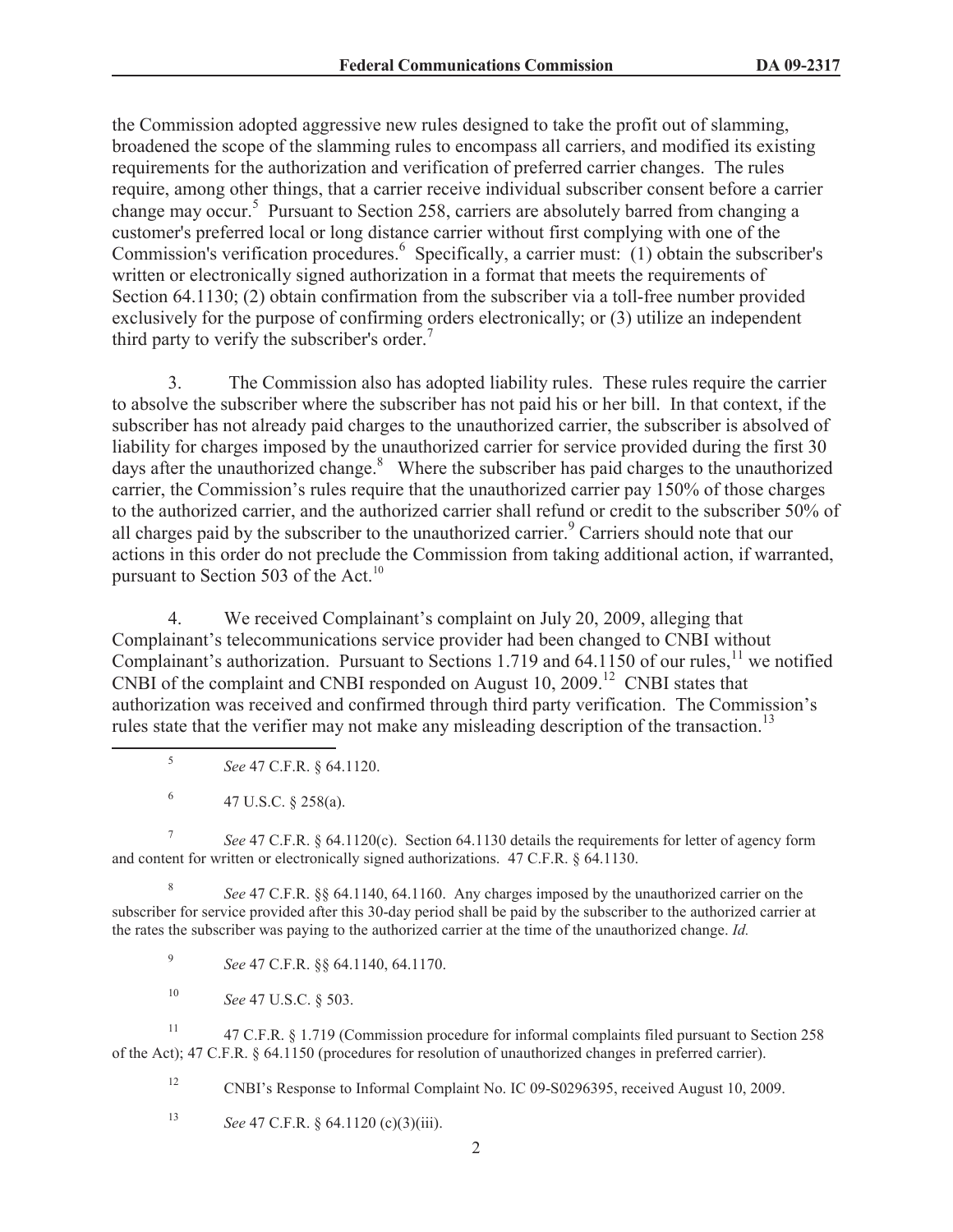the Commission adopted aggressive new rules designed to take the profit out of slamming, broadened the scope of the slamming rules to encompass all carriers, and modified its existing requirements for the authorization and verification of preferred carrier changes. The rules require, among other things, that a carrier receive individual subscriber consent before a carrier change may occur.[5] Pursuant to Section 258, carriers are absolutely barred from changing a customer's preferred local or long distance carrier without first complying with one of the Commission's verification procedures.[6] Specifically, a carrier must: (1) obtain the subscriber's written or electronically signed authorization in a format that meets the requirements of Section 64.1130; (2) obtain confirmation from the subscriber via a toll-free number provided exclusively for the purpose of confirming orders electronically; or (3) utilize an independent third party to verify the subscriber's order.[7]

3. The Commission also has adopted liability rules. These rules require the carrier to absolve the subscriber where the subscriber has not paid his or her bill. In that context, if the subscriber has not already paid charges to the unauthorized carrier, the subscriber is absolved of liability for charges imposed by the unauthorized carrier for service provided during the first 30 days after the unauthorized change.[8] Where the subscriber has paid charges to the unauthorized carrier, the Commission's rules require that the unauthorized carrier pay 150% of those charges to the authorized carrier, and the authorized carrier shall refund or credit to the subscriber 50% of all charges paid by the subscriber to the unauthorized carrier.[9] Carriers should note that our actions in this order do not preclude the Commission from taking additional action, if warranted, pursuant to Section 503 of the Act.[10]

4. We received Complainant's complaint on July 20, 2009, alleging that Complainant's telecommunications service provider had been changed to CNBI without Complainant's authorization. Pursuant to Sections 1.719 and 64.1150 of our rules,[11] we notified CNBI of the complaint and CNBI responded on August 10, 2009.[12] CNBI states that authorization was received and confirmed through third party verification. The Commission's rules state that the verifier may not make any misleading description of the transaction.[13]

---

[5] *See* 47 C.F.R. § 64.1120.

[6] 47 U.S.C. § 258(a).

[7] *See* 47 C.F.R. § 64.1120(c). Section 64.1130 details the requirements for letter of agency form and content for written or electronically signed authorizations. 47 C.F.R. § 64.1130.

[8] *See* 47 C.F.R. §§ 64.1140, 64.1160. Any charges imposed by the unauthorized carrier on the subscriber for service provided after this 30-day period shall be paid by the subscriber to the authorized carrier at the rates the subscriber was paying to the authorized carrier at the time of the unauthorized change. *Id.*

[9] *See* 47 C.F.R. §§ 64.1140, 64.1170.

[10] *See* 47 U.S.C. § 503.

[11] 47 C.F.R. § 1.719 (Commission procedure for informal complaints filed pursuant to Section 258 of the Act); 47 C.F.R. § 64.1150 (procedures for resolution of unauthorized changes in preferred carrier).

[12] CNBI's Response to Informal Complaint No. IC 09-S0296395, received August 10, 2009.

[13] *See* 47 C.F.R. § 64.1120 (c)(3)(iii).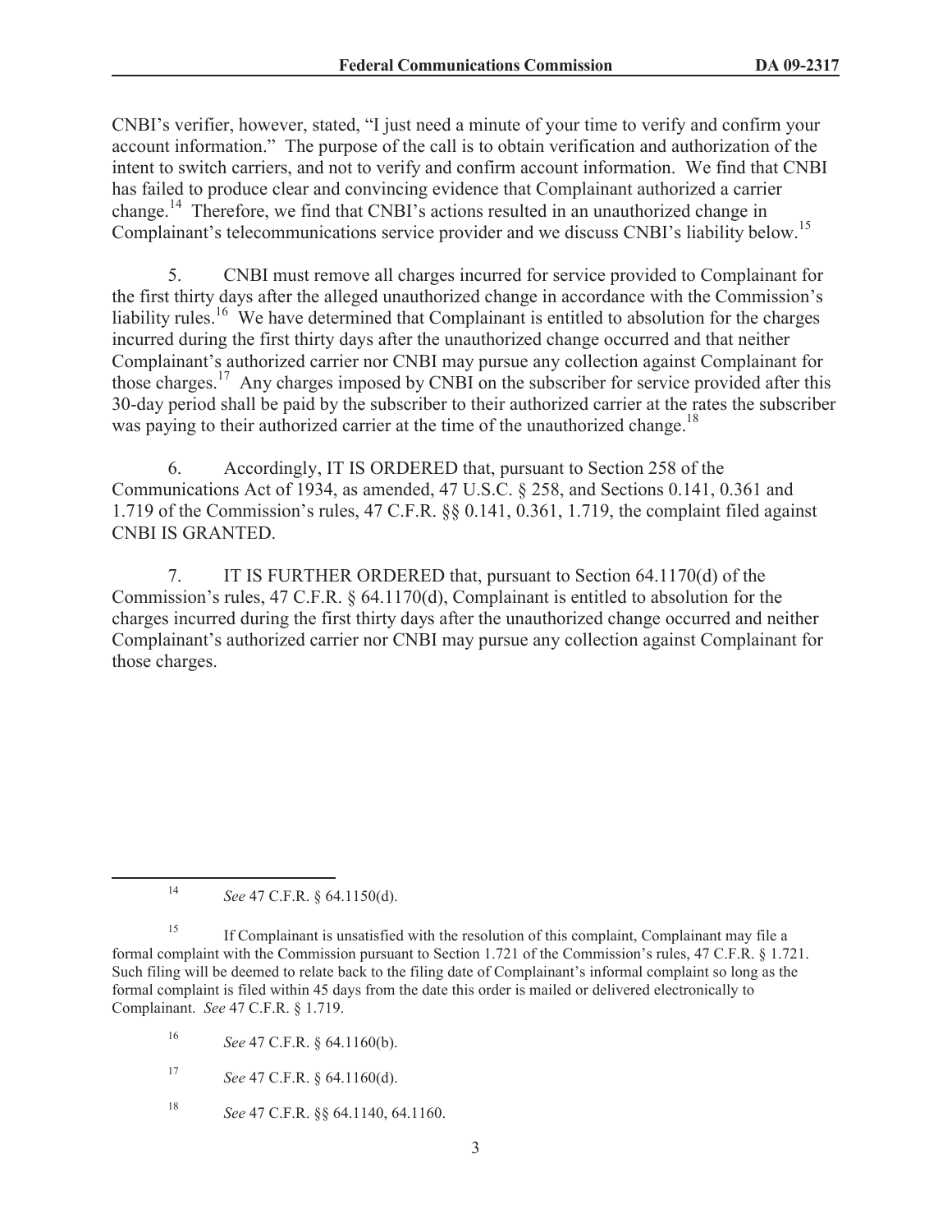CNBI's verifier, however, stated, "I just need a minute of your time to verify and confirm your account information." The purpose of the call is to obtain verification and authorization of the intent to switch carriers, and not to verify and confirm account information. We find that CNBI has failed to produce clear and convincing evidence that Complainant authorized a carrier change.[14] Therefore, we find that CNBI's actions resulted in an unauthorized change in Complainant's telecommunications service provider and we discuss CNBI's liability below.[15]

5. CNBI must remove all charges incurred for service provided to Complainant for the first thirty days after the alleged unauthorized change in accordance with the Commission's liability rules.[16] We have determined that Complainant is entitled to absolution for the charges incurred during the first thirty days after the unauthorized change occurred and that neither Complainant's authorized carrier nor CNBI may pursue any collection against Complainant for those charges.[17] Any charges imposed by CNBI on the subscriber for service provided after this 30-day period shall be paid by the subscriber to their authorized carrier at the rates the subscriber was paying to their authorized carrier at the time of the unauthorized change.[18]

6. Accordingly, IT IS ORDERED that, pursuant to Section 258 of the Communications Act of 1934, as amended, 47 U.S.C. § 258, and Sections 0.141, 0.361 and 1.719 of the Commission's rules, 47 C.F.R. §§ 0.141, 0.361, 1.719, the complaint filed against CNBI IS GRANTED.

7. IT IS FURTHER ORDERED that, pursuant to Section 64.1170(d) of the Commission's rules, 47 C.F.R. § 64.1170(d), Complainant is entitled to absolution for the charges incurred during the first thirty days after the unauthorized change occurred and neither Complainant's authorized carrier nor CNBI may pursue any collection against Complainant for those charges.

---

[14] *See* 47 C.F.R. § 64.1150(d).

[15] If Complainant is unsatisfied with the resolution of this complaint, Complainant may file a formal complaint with the Commission pursuant to Section 1.721 of the Commission's rules, 47 C.F.R. § 1.721. Such filing will be deemed to relate back to the filing date of Complainant's informal complaint so long as the formal complaint is filed within 45 days from the date this order is mailed or delivered electronically to Complainant. *See* 47 C.F.R. § 1.719.

[16] *See* 47 C.F.R. § 64.1160(b).

[17] *See* 47 C.F.R. § 64.1160(d).

[18] *See* 47 C.F.R. §§ 64.1140, 64.1160.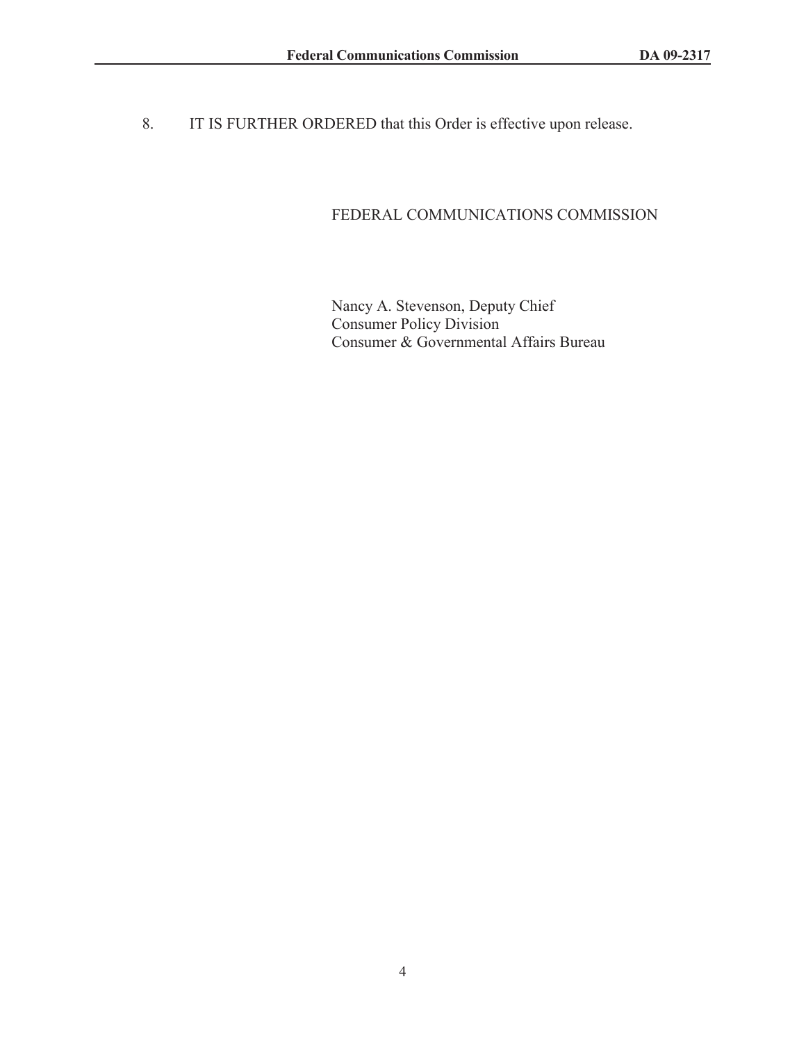8. IT IS FURTHER ORDERED that this Order is effective upon release.

FEDERAL COMMUNICATIONS COMMISSION

Nancy A. Stevenson, Deputy Chief
Consumer Policy Division
Consumer & Governmental Affairs Bureau